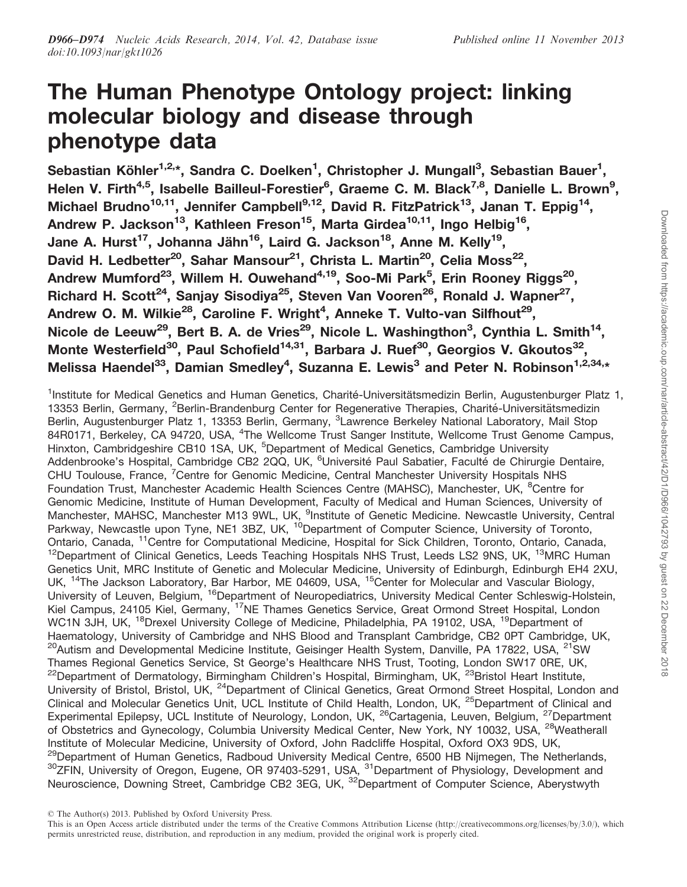# The Human Phenotype Ontology project: linking molecular biology and disease through phenotype data

**Sebastian Köhler[1,2,*], Sandra C. Doelken[1], Christopher J. Mungall[3], Sebastian Bauer[1], Helen V. Firth[4,5], Isabelle Bailleul-Forestier[6], Graeme C. M. Black[7,8], Danielle L. Brown[9], Michael Brudno[10,11], Jennifer Campbell[9,12], David R. FitzPatrick[13], Janan T. Eppig[14], Andrew P. Jackson[13], Kathleen Freson[15], Marta Girdea[10,11], Ingo Helbig[16], Jane A. Hurst[17], Johanna Jähn[16], Laird G. Jackson[18], Anne M. Kelly[19], David H. Ledbetter[20], Sahar Mansour[21], Christa L. Martin[20], Celia Moss[22], Andrew Mumford[23], Willem H. Ouwehand[4,19], Soo-Mi Park[5], Erin Rooney Riggs[20], Richard H. Scott[24], Sanjay Sisodiya[25], Steven Van Vooren[26], Ronald J. Wapner[27], Andrew O. M. Wilkie[28], Caroline F. Wright[4], Anneke T. Vulto-van Silfhout[29], Nicole de Leeuw[29], Bert B. A. de Vries[29], Nicole L. Washingthon[3], Cynthia L. Smith[14], Monte Westerfield[30], Paul Schofield[14,31], Barbara J. Ruef[30], Georgios V. Gkoutos[32], Melissa Haendel[33], Damian Smedley[4], Suzanna E. Lewis[3] and Peter N. Robinson[1,2,34,*]**

[1]Institute for Medical Genetics and Human Genetics, Charité-Universitätsmedizin Berlin, Augustenburger Platz 1, 13353 Berlin, Germany, [2]Berlin-Brandenburg Center for Regenerative Therapies, Charité-Universitätsmedizin Berlin, Augustenburger Platz 1, 13353 Berlin, Germany, [3]Lawrence Berkeley National Laboratory, Mail Stop 84R0171, Berkeley, CA 94720, USA, [4]The Wellcome Trust Sanger Institute, Wellcome Trust Genome Campus, Hinxton, Cambridgeshire CB10 1SA, UK, [5]Department of Medical Genetics, Cambridge University Addenbrooke's Hospital, Cambridge CB2 2QQ, UK, [6]Université Paul Sabatier, Faculté de Chirurgie Dentaire, CHU Toulouse, France, [7]Centre for Genomic Medicine, Central Manchester University Hospitals NHS Foundation Trust, Manchester Academic Health Sciences Centre (MAHSC), Manchester, UK, [8]Centre for Genomic Medicine, Institute of Human Development, Faculty of Medical and Human Sciences, University of Manchester, MAHSC, Manchester M13 9WL, UK, [9]Institute of Genetic Medicine. Newcastle University, Central Parkway, Newcastle upon Tyne, NE1 3BZ, UK, [10]Department of Computer Science, University of Toronto, Ontario, Canada, [11]Centre for Computational Medicine, Hospital for Sick Children, Toronto, Ontario, Canada, [12]Department of Clinical Genetics, Leeds Teaching Hospitals NHS Trust, Leeds LS2 9NS, UK, [13]MRC Human Genetics Unit, MRC Institute of Genetic and Molecular Medicine, University of Edinburgh, Edinburgh EH4 2XU, UK, [14]The Jackson Laboratory, Bar Harbor, ME 04609, USA, [15]Center for Molecular and Vascular Biology, University of Leuven, Belgium, [16]Department of Neuropediatrics, University Medical Center Schleswig-Holstein, Kiel Campus, 24105 Kiel, Germany, [17]NE Thames Genetics Service, Great Ormond Street Hospital, London WC1N 3JH, UK, [18]Drexel University College of Medicine, Philadelphia, PA 19102, USA, [19]Department of Haematology, University of Cambridge and NHS Blood and Transplant Cambridge, CB2 0PT Cambridge, UK, [20]Autism and Developmental Medicine Institute, Geisinger Health System, Danville, PA 17822, USA, [21]SW Thames Regional Genetics Service, St George's Healthcare NHS Trust, Tooting, London SW17 0RE, UK, [22]Department of Dermatology, Birmingham Children's Hospital, Birmingham, UK, [23]Bristol Heart Institute, University of Bristol, Bristol, UK, [24]Department of Clinical Genetics, Great Ormond Street Hospital, London and Clinical and Molecular Genetics Unit, UCL Institute of Child Health, London, UK, [25]Department of Clinical and Experimental Epilepsy, UCL Institute of Neurology, London, UK, [26]Cartagenia, Leuven, Belgium, [27]Department of Obstetrics and Gynecology, Columbia University Medical Center, New York, NY 10032, USA, [28]Weatherall Institute of Molecular Medicine, University of Oxford, John Radcliffe Hospital, Oxford OX3 9DS, UK, [29]Department of Human Genetics, Radboud University Medical Centre, 6500 HB Nijmegen, The Netherlands, [30]ZFIN, University of Oregon, Eugene, OR 97403-5291, USA, [31]Department of Physiology, Development and Neuroscience, Downing Street, Cambridge CB2 3EG, UK, [32]Department of Computer Science, Aberystwyth

© The Author(s) 2013. Published by Oxford University Press.

This is an Open Access article distributed under the terms of the Creative Commons Attribution License (http://creativecommons.org/licenses/by/3.0/), which permits unrestricted reuse, distribution, and reproduction in any medium, provided the original work is properly cited.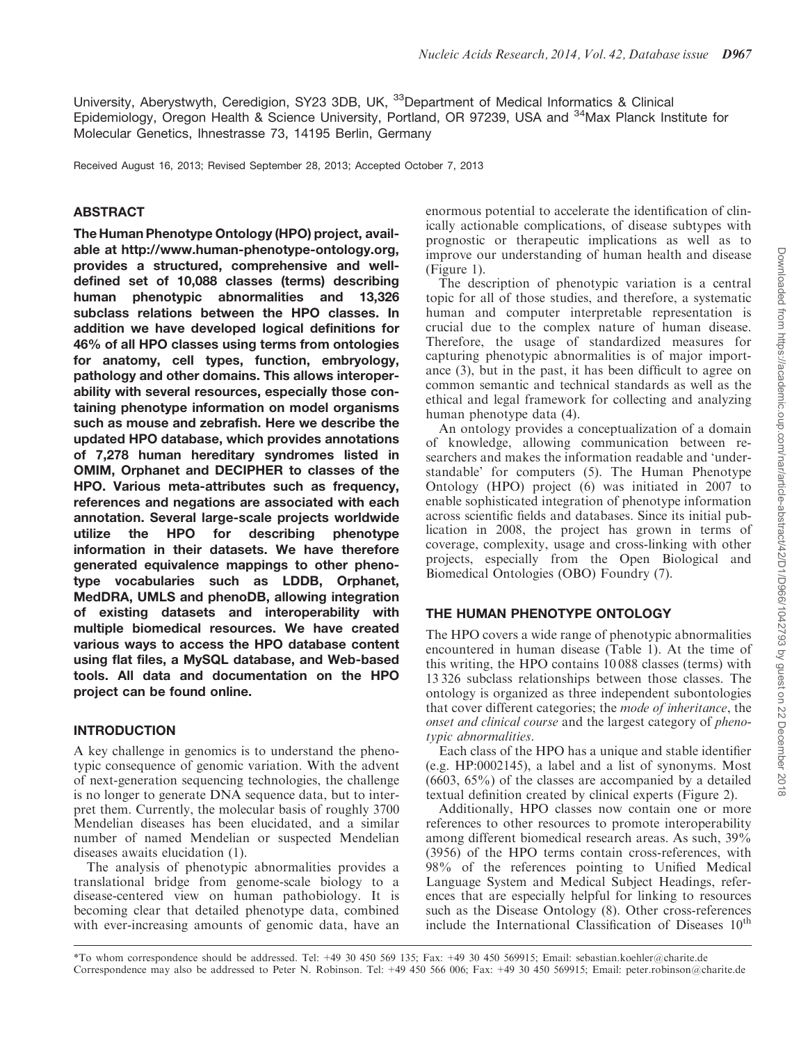University, Aberystwyth, Ceredigion, SY23 3DB, UK, [33]Department of Medical Informatics & Clinical Epidemiology, Oregon Health & Science University, Portland, OR 97239, USA and [34]Max Planck Institute for Molecular Genetics, Ihnestrasse 73, 14195 Berlin, Germany

Received August 16, 2013; Revised September 28, 2013; Accepted October 7, 2013

## ABSTRACT

**The Human Phenotype Ontology (HPO) project, available at http://www.human-phenotype-ontology.org, provides a structured, comprehensive and well-defined set of 10,088 classes (terms) describing human phenotypic abnormalities and 13,326 subclass relations between the HPO classes. In addition we have developed logical definitions for 46% of all HPO classes using terms from ontologies for anatomy, cell types, function, embryology, pathology and other domains. This allows interoperability with several resources, especially those containing phenotype information on model organisms such as mouse and zebrafish. Here we describe the updated HPO database, which provides annotations of 7,278 human hereditary syndromes listed in OMIM, Orphanet and DECIPHER to classes of the HPO. Various meta-attributes such as frequency, references and negations are associated with each annotation. Several large-scale projects worldwide utilize the HPO for describing phenotype information in their datasets. We have therefore generated equivalence mappings to other phenotype vocabularies such as LDDB, Orphanet, MedDRA, UMLS and phenoDB, allowing integration of existing datasets and interoperability with multiple biomedical resources. We have created various ways to access the HPO database content using flat files, a MySQL database, and Web-based tools. All data and documentation on the HPO project can be found online.**

## INTRODUCTION

A key challenge in genomics is to understand the phenotypic consequence of genomic variation. With the advent of next-generation sequencing technologies, the challenge is no longer to generate DNA sequence data, but to interpret them. Currently, the molecular basis of roughly 3700 Mendelian diseases has been elucidated, and a similar number of named Mendelian or suspected Mendelian diseases awaits elucidation (1).

The analysis of phenotypic abnormalities provides a translational bridge from genome-scale biology to a disease-centered view on human pathobiology. It is becoming clear that detailed phenotype data, combined with ever-increasing amounts of genomic data, have an enormous potential to accelerate the identification of clinically actionable complications, of disease subtypes with prognostic or therapeutic implications as well as to improve our understanding of human health and disease (Figure 1).

The description of phenotypic variation is a central topic for all of those studies, and therefore, a systematic human and computer interpretable representation is crucial due to the complex nature of human disease. Therefore, the usage of standardized measures for capturing phenotypic abnormalities is of major importance (3), but in the past, it has been difficult to agree on common semantic and technical standards as well as the ethical and legal framework for collecting and analyzing human phenotype data (4).

An ontology provides a conceptualization of a domain of knowledge, allowing communication between researchers and makes the information readable and 'understandable' for computers (5). The Human Phenotype Ontology (HPO) project (6) was initiated in 2007 to enable sophisticated integration of phenotype information across scientific fields and databases. Since its initial publication in 2008, the project has grown in terms of coverage, complexity, usage and cross-linking with other projects, especially from the Open Biological and Biomedical Ontologies (OBO) Foundry (7).

## THE HUMAN PHENOTYPE ONTOLOGY

The HPO covers a wide range of phenotypic abnormalities encountered in human disease (Table 1). At the time of this writing, the HPO contains 10 088 classes (terms) with 13 326 subclass relationships between those classes. The ontology is organized as three independent subontologies that cover different categories; the *mode of inheritance*, the *onset and clinical course* and the largest category of *phenotypic abnormalities*.

Each class of the HPO has a unique and stable identifier (e.g. HP:0002145), a label and a list of synonyms. Most (6603, 65%) of the classes are accompanied by a detailed textual definition created by clinical experts (Figure 2).

Additionally, HPO classes now contain one or more references to other resources to promote interoperability among different biomedical research areas. As such, 39% (3956) of the HPO terms contain cross-references, with 98% of the references pointing to Unified Medical Language System and Medical Subject Headings, references that are especially helpful for linking to resources such as the Disease Ontology (8). Other cross-references include the International Classification of Diseases 10[th]

*To whom correspondence should be addressed. Tel: +49 30 450 569 135; Fax: +49 30 450 569915; Email: sebastian.koehler@charite.de
Correspondence may also be addressed to Peter N. Robinson. Tel: +49 450 566 006; Fax: +49 30 450 569915; Email: peter.robinson@charite.de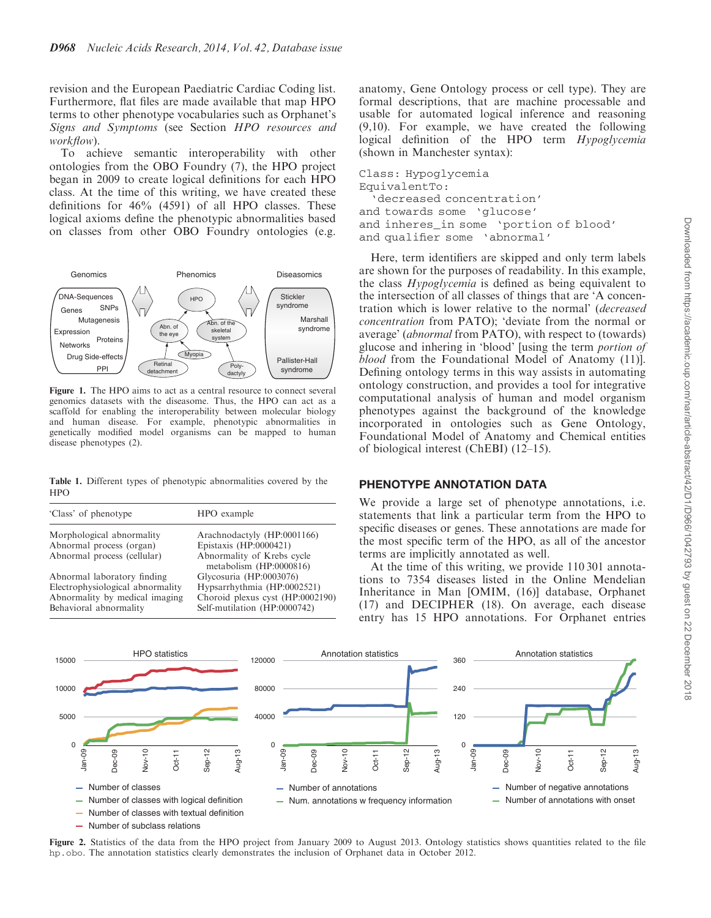revision and the European Paediatric Cardiac Coding list. Furthermore, flat files are made available that map HPO terms to other phenotype vocabularies such as Orphanet's *Signs and Symptoms* (see Section *HPO resources and workflow*).

To achieve semantic interoperability with other ontologies from the OBO Foundry (7), the HPO project began in 2009 to create logical definitions for each HPO class. At the time of this writing, we have created these definitions for 46% (4591) of all HPO classes. These logical axioms define the phenotypic abnormalities based on classes from other OBO Foundry ontologies (e.g. anatomy, Gene Ontology process or cell type). They are formal descriptions, that are machine processable and usable for automated logical inference and reasoning (9,10). For example, we have created the following logical definition of the HPO term *Hypoglycemia* (shown in Manchester syntax):

```
Class: Hypoglycemia
EquivalentTo:
  'decreased concentration'
and towards some 'glucose'
and inheres_in some 'portion of blood'
and qualifier some 'abnormal'
```

Here, term identifiers are skipped and only term labels are shown for the purposes of readability. In this example, the class *Hypoglycemia* is defined as being equivalent to the intersection of all classes of things that are 'A concentration which is lower relative to the normal' (*decreased concentration* from PATO); 'deviate from the normal or average' (*abnormal* from PATO), with respect to (towards) glucose and inhering in 'blood' [using the term *portion of blood* from the Foundational Model of Anatomy (11)]. Defining ontology terms in this way assists in automating ontology construction, and provides a tool for integrative computational analysis of human and model organism phenotypes against the background of the knowledge incorporated in ontologies such as Gene Ontology, Foundational Model of Anatomy and Chemical entities of biological interest (ChEBI) (12–15).

Figure 1. The HPO aims to act as a central resource to connect several genomics datasets with the diseasome. Thus, the HPO can act as a scaffold for enabling the interoperability between molecular biology and human disease. For example, phenotypic abnormalities in genetically modified model organisms can be mapped to human disease phenotypes (2).

Table 1. Different types of phenotypic abnormalities covered by the HPO

| 'Class' of phenotype | HPO example |
|---|---|
| Morphological abnormality | Arachnodactyly (HP:0001166) |
| Abnormal process (organ) | Epistaxis (HP:0000421) |
| Abnormal process (cellular) | Abnormality of Krebs cycle metabolism (HP:0000816) |
| Abnormal laboratory finding | Glycosuria (HP:0003076) |
| Electrophysiological abnormality | Hypsarrhythmia (HP:0002521) |
| Abnormality by medical imaging | Choroid plexus cyst (HP:0002190) |
| Behavioral abnormality | Self-mutilation (HP:0000742) |

## PHENOTYPE ANNOTATION DATA

We provide a large set of phenotype annotations, i.e. statements that link a particular term from the HPO to specific diseases or genes. These annotations are made for the most specific term of the HPO, as all of the ancestor terms are implicitly annotated as well.

At the time of this writing, we provide 110 301 annotations to 7354 diseases listed in the Online Mendelian Inheritance in Man [OMIM, (16)] database, Orphanet (17) and DECIPHER (18). On average, each disease entry has 15 HPO annotations. For Orphanet entries

Figure 2. Statistics of the data from the HPO project from January 2009 to August 2013. Ontology statistics shows quantities related to the file `hp.obo`. The annotation statistics clearly demonstrates the inclusion of Orphanet data in October 2012.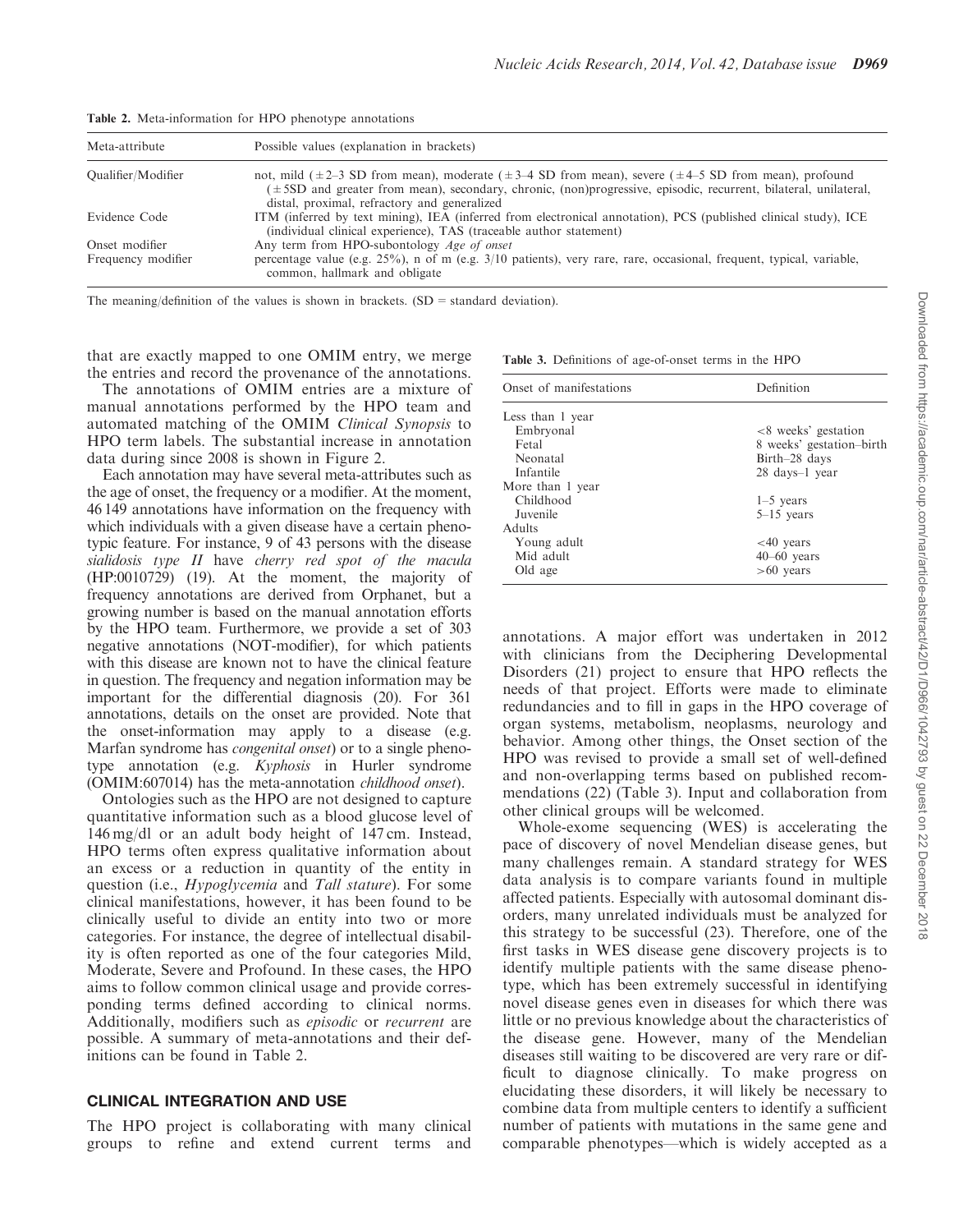**Table 2.** Meta-information for HPO phenotype annotations

| Meta-attribute | Possible values (explanation in brackets) |
|---|---|
| Qualifier/Modifier | not, mild (±2–3 SD from mean), moderate (±3–4 SD from mean), severe (±4–5 SD from mean), profound (±5SD and greater from mean), secondary, chronic, (non)progressive, episodic, recurrent, bilateral, unilateral, distal, proximal, refractory and generalized |
| Evidence Code | ITM (inferred by text mining), IEA (inferred from electronical annotation), PCS (published clinical study), ICE (individual clinical experience), TAS (traceable author statement) |
| Onset modifier | Any term from HPO-subontology *Age of onset* |
| Frequency modifier | percentage value (e.g. 25%), n of m (e.g. 3/10 patients), very rare, rare, occasional, frequent, typical, variable, common, hallmark and obligate |

The meaning/definition of the values is shown in brackets. (SD = standard deviation).

that are exactly mapped to one OMIM entry, we merge the entries and record the provenance of the annotations.

The annotations of OMIM entries are a mixture of manual annotations performed by the HPO team and automated matching of the OMIM *Clinical Synopsis* to HPO term labels. The substantial increase in annotation data during since 2008 is shown in Figure 2.

Each annotation may have several meta-attributes such as the age of onset, the frequency or a modifier. At the moment, 46 149 annotations have information on the frequency with which individuals with a given disease have a certain phenotypic feature. For instance, 9 of 43 persons with the disease *sialidosis type II* have *cherry red spot of the macula* (HP:0010729) (19). At the moment, the majority of frequency annotations are derived from Orphanet, but a growing number is based on the manual annotation efforts by the HPO team. Furthermore, we provide a set of 303 negative annotations (NOT-modifier), for which patients with this disease are known not to have the clinical feature in question. The frequency and negation information may be important for the differential diagnosis (20). For 361 annotations, details on the onset are provided. Note that the onset-information may apply to a disease (e.g. Marfan syndrome has *congenital onset*) or to a single phenotype annotation (e.g. *Kyphosis* in Hurler syndrome (OMIM:607014) has the meta-annotation *childhood onset*).

Ontologies such as the HPO are not designed to capture quantitative information such as a blood glucose level of 146 mg/dl or an adult body height of 147 cm. Instead, HPO terms often express qualitative information about an excess or a reduction in quantity of the entity in question (i.e., *Hypoglycemia* and *Tall stature*). For some clinical manifestations, however, it has been found to be clinically useful to divide an entity into two or more categories. For instance, the degree of intellectual disability is often reported as one of the four categories Mild, Moderate, Severe and Profound. In these cases, the HPO aims to follow common clinical usage and provide corresponding terms defined according to clinical norms. Additionally, modifiers such as *episodic* or *recurrent* are possible. A summary of meta-annotations and their definitions can be found in Table 2.

## CLINICAL INTEGRATION AND USE

The HPO project is collaborating with many clinical groups to refine and extend current terms and annotations. A major effort was undertaken in 2012 with clinicians from the Deciphering Developmental Disorders (21) project to ensure that HPO reflects the needs of that project. Efforts were made to eliminate redundancies and to fill in gaps in the HPO coverage of organ systems, metabolism, neoplasms, neurology and behavior. Among other things, the Onset section of the HPO was revised to provide a small set of well-defined and non-overlapping terms based on published recommendations (22) (Table 3). Input and collaboration from other clinical groups will be welcomed.

**Table 3.** Definitions of age-of-onset terms in the HPO

| Onset of manifestations | Definition |
|---|---|
| Less than 1 year | |
| Embryonal | <8 weeks' gestation |
| Fetal | 8 weeks' gestation–birth |
| Neonatal | Birth–28 days |
| Infantile | 28 days–1 year |
| More than 1 year | |
| Childhood | 1–5 years |
| Juvenile | 5–15 years |
| Adults | |
| Young adult | <40 years |
| Mid adult | 40–60 years |
| Old age | >60 years |

Whole-exome sequencing (WES) is accelerating the pace of discovery of novel Mendelian disease genes, but many challenges remain. A standard strategy for WES data analysis is to compare variants found in multiple affected patients. Especially with autosomal dominant disorders, many unrelated individuals must be analyzed for this strategy to be successful (23). Therefore, one of the first tasks in WES disease gene discovery projects is to identify multiple patients with the same disease phenotype, which has been extremely successful in identifying novel disease genes even in diseases for which there was little or no previous knowledge about the characteristics of the disease gene. However, many of the Mendelian diseases still waiting to be discovered are very rare or difficult to diagnose clinically. To make progress on elucidating these disorders, it will likely be necessary to combine data from multiple centers to identify a sufficient number of patients with mutations in the same gene and comparable phenotypes—which is widely accepted as a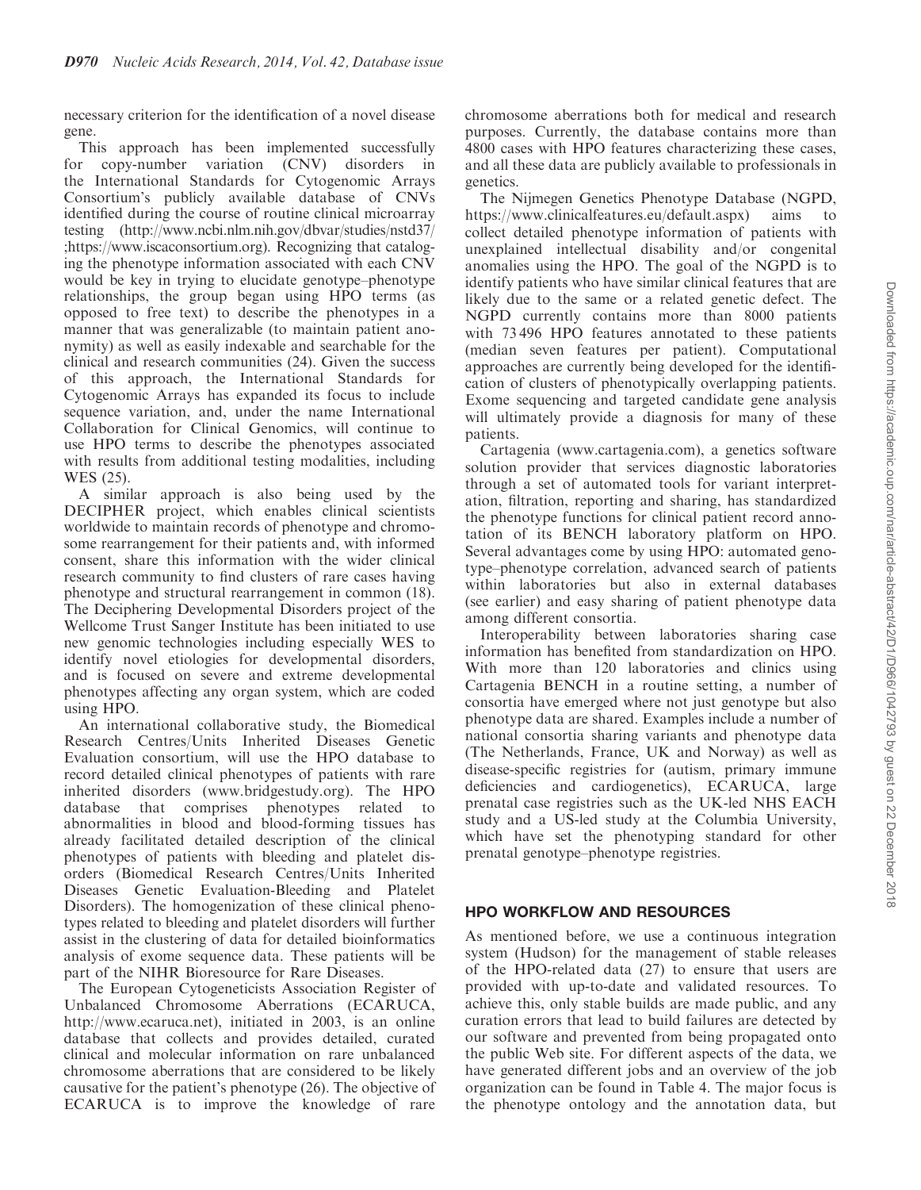necessary criterion for the identification of a novel disease gene.

This approach has been implemented successfully for copy-number variation (CNV) disorders in the International Standards for Cytogenomic Arrays Consortium's publicly available database of CNVs identified during the course of routine clinical microarray testing (http://www.ncbi.nlm.nih.gov/dbvar/studies/nstd37/;https://www.iscaconsortium.org). Recognizing that cataloging the phenotype information associated with each CNV would be key in trying to elucidate genotype–phenotype relationships, the group began using HPO terms (as opposed to free text) to describe the phenotypes in a manner that was generalizable (to maintain patient anonymity) as well as easily indexable and searchable for the clinical and research communities (24). Given the success of this approach, the International Standards for Cytogenomic Arrays has expanded its focus to include sequence variation, and, under the name International Collaboration for Clinical Genomics, will continue to use HPO terms to describe the phenotypes associated with results from additional testing modalities, including WES (25).

A similar approach is also being used by the DECIPHER project, which enables clinical scientists worldwide to maintain records of phenotype and chromosome rearrangement for their patients and, with informed consent, share this information with the wider clinical research community to find clusters of rare cases having phenotype and structural rearrangement in common (18). The Deciphering Developmental Disorders project of the Wellcome Trust Sanger Institute has been initiated to use new genomic technologies including especially WES to identify novel etiologies for developmental disorders, and is focused on severe and extreme developmental phenotypes affecting any organ system, which are coded using HPO.

An international collaborative study, the Biomedical Research Centres/Units Inherited Diseases Genetic Evaluation consortium, will use the HPO database to record detailed clinical phenotypes of patients with rare inherited disorders (www.bridgestudy.org). The HPO database that comprises phenotypes related to abnormalities in blood and blood-forming tissues has already facilitated detailed description of the clinical phenotypes of patients with bleeding and platelet disorders (Biomedical Research Centres/Units Inherited Diseases Genetic Evaluation-Bleeding and Platelet Disorders). The homogenization of these clinical phenotypes related to bleeding and platelet disorders will further assist in the clustering of data for detailed bioinformatics analysis of exome sequence data. These patients will be part of the NIHR Bioresource for Rare Diseases.

The European Cytogeneticists Association Register of Unbalanced Chromosome Aberrations (ECARUCA, http://www.ecaruca.net), initiated in 2003, is an online database that collects and provides detailed, curated clinical and molecular information on rare unbalanced chromosome aberrations that are considered to be likely causative for the patient's phenotype (26). The objective of ECARUCA is to improve the knowledge of rare chromosome aberrations both for medical and research purposes. Currently, the database contains more than 4800 cases with HPO features characterizing these cases, and all these data are publicly available to professionals in genetics.

The Nijmegen Genetics Phenotype Database (NGPD, https://www.clinicalfeatures.eu/default.aspx) aims to collect detailed phenotype information of patients with unexplained intellectual disability and/or congenital anomalies using the HPO. The goal of the NGPD is to identify patients who have similar clinical features that are likely due to the same or a related genetic defect. The NGPD currently contains more than 8000 patients with 73 496 HPO features annotated to these patients (median seven features per patient). Computational approaches are currently being developed for the identification of clusters of phenotypically overlapping patients. Exome sequencing and targeted candidate gene analysis will ultimately provide a diagnosis for many of these patients.

Cartagenia (www.cartagenia.com), a genetics software solution provider that services diagnostic laboratories through a set of automated tools for variant interpretation, filtration, reporting and sharing, has standardized the phenotype functions for clinical patient record annotation of its BENCH laboratory platform on HPO. Several advantages come by using HPO: automated genotype–phenotype correlation, advanced search of patients within laboratories but also in external databases (see earlier) and easy sharing of patient phenotype data among different consortia.

Interoperability between laboratories sharing case information has benefited from standardization on HPO. With more than 120 laboratories and clinics using Cartagenia BENCH in a routine setting, a number of consortia have emerged where not just genotype but also phenotype data are shared. Examples include a number of national consortia sharing variants and phenotype data (The Netherlands, France, UK and Norway) as well as disease-specific registries for (autism, primary immune deficiencies and cardiogenetics), ECARUCA, large prenatal case registries such as the UK-led NHS EACH study and a US-led study at the Columbia University, which have set the phenotyping standard for other prenatal genotype–phenotype registries.

## HPO WORKFLOW AND RESOURCES

As mentioned before, we use a continuous integration system (Hudson) for the management of stable releases of the HPO-related data (27) to ensure that users are provided with up-to-date and validated resources. To achieve this, only stable builds are made public, and any curation errors that lead to build failures are detected by our software and prevented from being propagated onto the public Web site. For different aspects of the data, we have generated different jobs and an overview of the job organization can be found in Table 4. The major focus is the phenotype ontology and the annotation data, but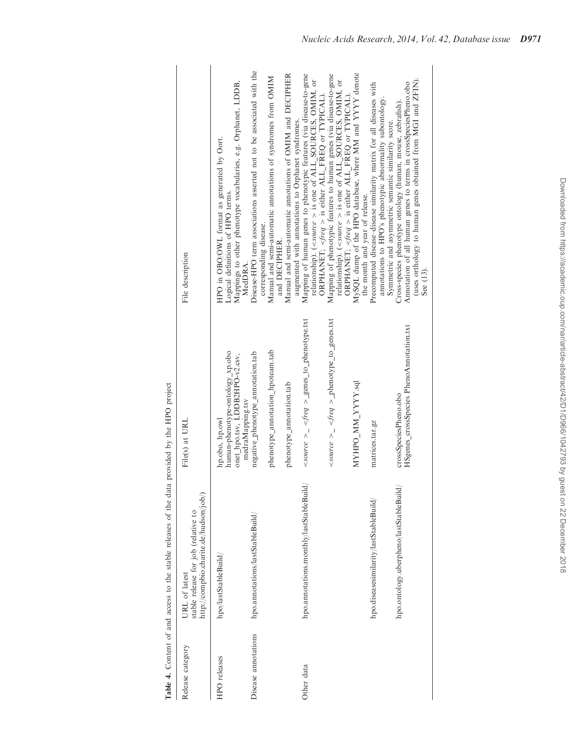**Table 4.** Content of and access to the stable releases of the data provided by the HPO project

| Release category | URL of latest stable release for job (relative to http://compbio.charite.de/hudson/job/) | File(s) at URL | File description |
|---|---|---|---|
| HPO releases | hpo/lastStableBuild/ | hp.obo, hp.owl | HPO in OBO/OWL format as generated by Oort. |
| | | human-phenotype-ontology_xp.obo | Logical definitions of HPO terms. |
| | | onet_hpo.tsv, LDDB2HPO-v2.csv, medraMapping.tsv | Mappings to other phenotype vocabularies, e.g. Orphanet, LDDB, MedDRA. |
| Disease annotations | hpo.annotations/lastStableBuild/ | negative_phenotype_annotation.tab | Disease-HPO term associations asserted not to be associated with the corresponding disease. |
| | | phenotype_annotation_hpoteam.tab | Manual and semi-automatic annotations of syndromes from OMIM and DECIPHER. |
| | | phenotype_annotation.tab | Manual and semi-automatic annotations of OMIM and DECIPHER augmented with annotations to Orphanet syndromes. |
| Other data | hpo.annotations.monthly/lastStableBuild/ | <source>_<freq>_genes_to_phenotype.txt | Mapping of human genes to phenotypic features (via disease-to-gene relationship). (<source> is one of ALL_SOURCES, OMIM, or ORPHANET; <freq> is either ALL_FREQ or TYPICAL). |
| | | <source>_<freq>_phenotype_to_genes.txt | Mapping of phenotypic features to human genes (via disease-to-gene relationship). (<source> is one of ALL_SOURCES, OMIM, or ORPHANET; <freq> is either ALL_FREQ or TYPICAL). |
| | | MYHPO_MM_YYYY.sql | MySQL dump of the HPO database, where MM and YYYY denote the month and year of release. |
| | hpo.diseasesimilarity/lastStableBuild/ | matrices.tar.gz | Precomputed disease–disease similarity matrix for all diseases with annotations to HPO's phenotypic abnormality subontology. Symmetric and asymmetric semantic similarity score. |
| | hpo.ontology.uberpheno/lastStableBuild/ | crossSpeciesPheno.obo | Cross-species phenotype ontology (human, mouse, zebrafish). |
| | | HSgenes_crossSpecies PhenoAnnotation.txt | Annotation of all human genes to terms in crossSpeciesPheno.obo (uses orthology to human genes obtained from MGI and ZFIN). See (13). |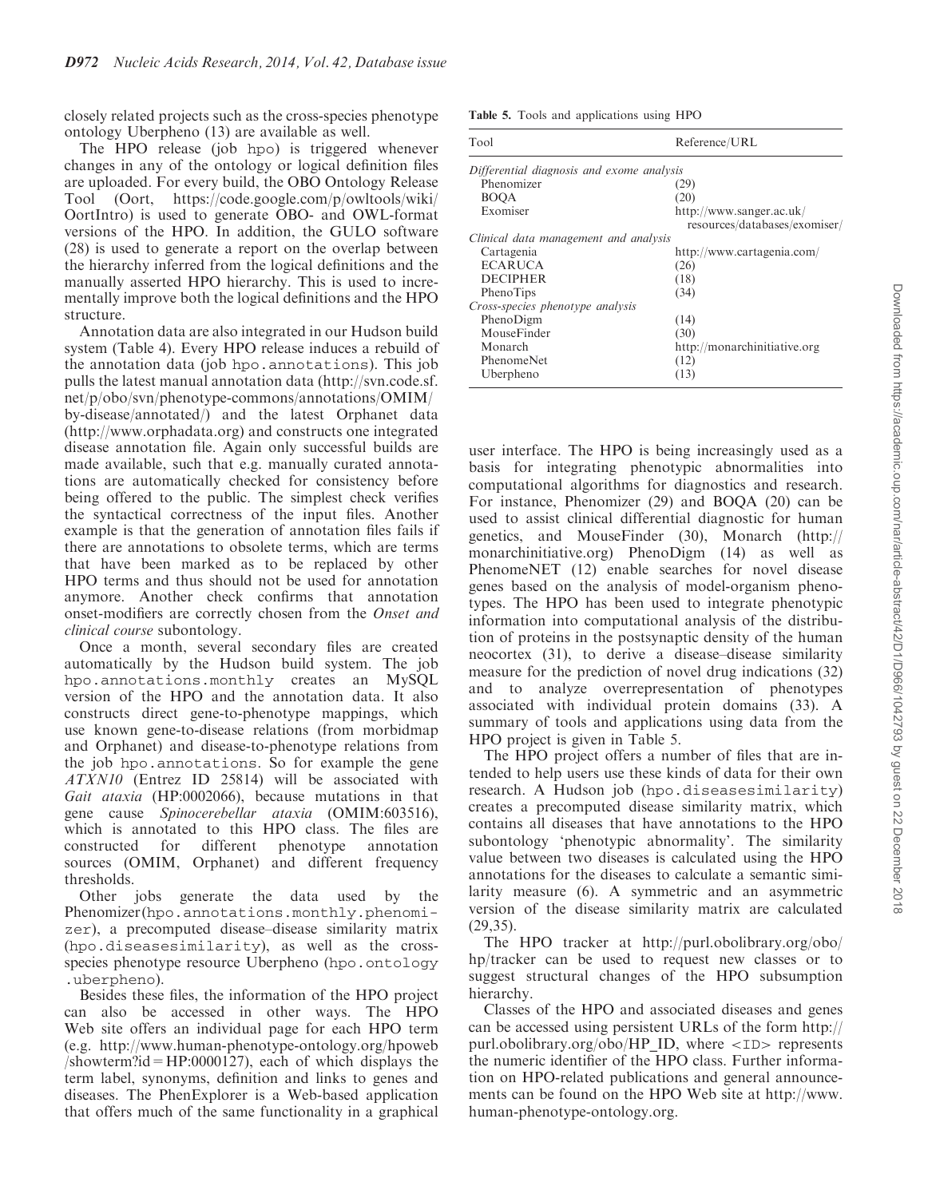closely related projects such as the cross-species phenotype ontology Uberpheno (13) are available as well.

The HPO release (job hpo) is triggered whenever changes in any of the ontology or logical definition files are uploaded. For every build, the OBO Ontology Release Tool (Oort, https://code.google.com/p/owltools/wiki/OortIntro) is used to generate OBO- and OWL-format versions of the HPO. In addition, the GULO software (28) is used to generate a report on the overlap between the hierarchy inferred from the logical definitions and the manually asserted HPO hierarchy. This is used to incrementally improve both the logical definitions and the HPO structure.

Annotation data are also integrated in our Hudson build system (Table 4). Every HPO release induces a rebuild of the annotation data (job hpo.annotations). This job pulls the latest manual annotation data (http://svn.code.sf.net/p/obo/svn/phenotype-commons/annotations/OMIM/by-disease/annotated/) and the latest Orphanet data (http://www.orphadata.org) and constructs one integrated disease annotation file. Again only successful builds are made available, such that e.g. manually curated annotations are automatically checked for consistency before being offered to the public. The simplest check verifies the syntactical correctness of the input files. Another example is that the generation of annotation files fails if there are annotations to obsolete terms, which are terms that have been marked as to be replaced by other HPO terms and thus should not be used for annotation anymore. Another check confirms that annotation onset-modifiers are correctly chosen from the *Onset and clinical course* subontology.

Once a month, several secondary files are created automatically by the Hudson build system. The job hpo.annotations.monthly creates an MySQL version of the HPO and the annotation data. It also constructs direct gene-to-phenotype mappings, which use known gene-to-disease relations (from morbidmap and Orphanet) and disease-to-phenotype relations from the job hpo.annotations. So for example the gene *ATXN10* (Entrez ID 25814) will be associated with *Gait ataxia* (HP:0002066), because mutations in that gene cause *Spinocerebellar ataxia* (OMIM:603516), which is annotated to this HPO class. The files are constructed for different phenotype annotation sources (OMIM, Orphanet) and different frequency thresholds.

Other jobs generate the data used by the Phenomizer (hpo.annotations.monthly.phenomizer), a precomputed disease–disease similarity matrix (hpo.diseasesimilarity), as well as the cross-species phenotype resource Uberpheno (hpo.ontology.uberpheno).

Besides these files, the information of the HPO project can also be accessed in other ways. The HPO Web site offers an individual page for each HPO term (e.g. http://www.human-phenotype-ontology.org/hpoweb/showterm?id=HP:0000127), each of which displays the term label, synonyms, definition and links to genes and diseases. The PhenExplorer is a Web-based application that offers much of the same functionality in a graphical user interface. The HPO is being increasingly used as a basis for integrating phenotypic abnormalities into computational algorithms for diagnostics and research. For instance, Phenomizer (29) and BOQA (20) can be used to assist clinical differential diagnostic for human genetics, and MouseFinder (30), Monarch (http://monarchinitiative.org) PhenoDigm (14) as well as PhenomeNET (12) enable searches for novel disease genes based on the analysis of model-organism phenotypes. The HPO has been used to integrate phenotypic information into computational analysis of the distribution of proteins in the postsynaptic density of the human neocortex (31), to derive a disease–disease similarity measure for the prediction of novel drug indications (32) and to analyze overrepresentation of phenotypes associated with individual protein domains (33). A summary of tools and applications using data from the HPO project is given in Table 5.

**Table 5.** Tools and applications using HPO

| Tool | Reference/URL |
|---|---|
| *Differential diagnosis and exome analysis* | |
| Phenomizer | (29) |
| BOQA | (20) |
| Exomiser | http://www.sanger.ac.uk/resources/databases/exomiser/ |
| *Clinical data management and analysis* | |
| Cartagenia | http://www.cartagenia.com/ |
| ECARUCA | (26) |
| DECIPHER | (18) |
| PhenoTips | (34) |
| *Cross-species phenotype analysis* | |
| PhenoDigm | (14) |
| MouseFinder | (30) |
| Monarch | http://monarchinitiative.org |
| PhenomeNet | (12) |
| Uberpheno | (13) |

The HPO project offers a number of files that are intended to help users use these kinds of data for their own research. A Hudson job (hpo.diseasesimilarity) creates a precomputed disease similarity matrix, which contains all diseases that have annotations to the HPO subontology 'phenotypic abnormality'. The similarity value between two diseases is calculated using the HPO annotations for the diseases to calculate a semantic similarity measure (6). A symmetric and an asymmetric version of the disease similarity matrix are calculated (29,35).

The HPO tracker at http://purl.obolibrary.org/obo/hp/tracker can be used to request new classes or to suggest structural changes of the HPO subsumption hierarchy.

Classes of the HPO and associated diseases and genes can be accessed using persistent URLs of the form http://purl.obolibrary.org/obo/HP_ID, where <ID> represents the numeric identifier of the HPO class. Further information on HPO-related publications and general announcements can be found on the HPO Web site at http://www.human-phenotype-ontology.org.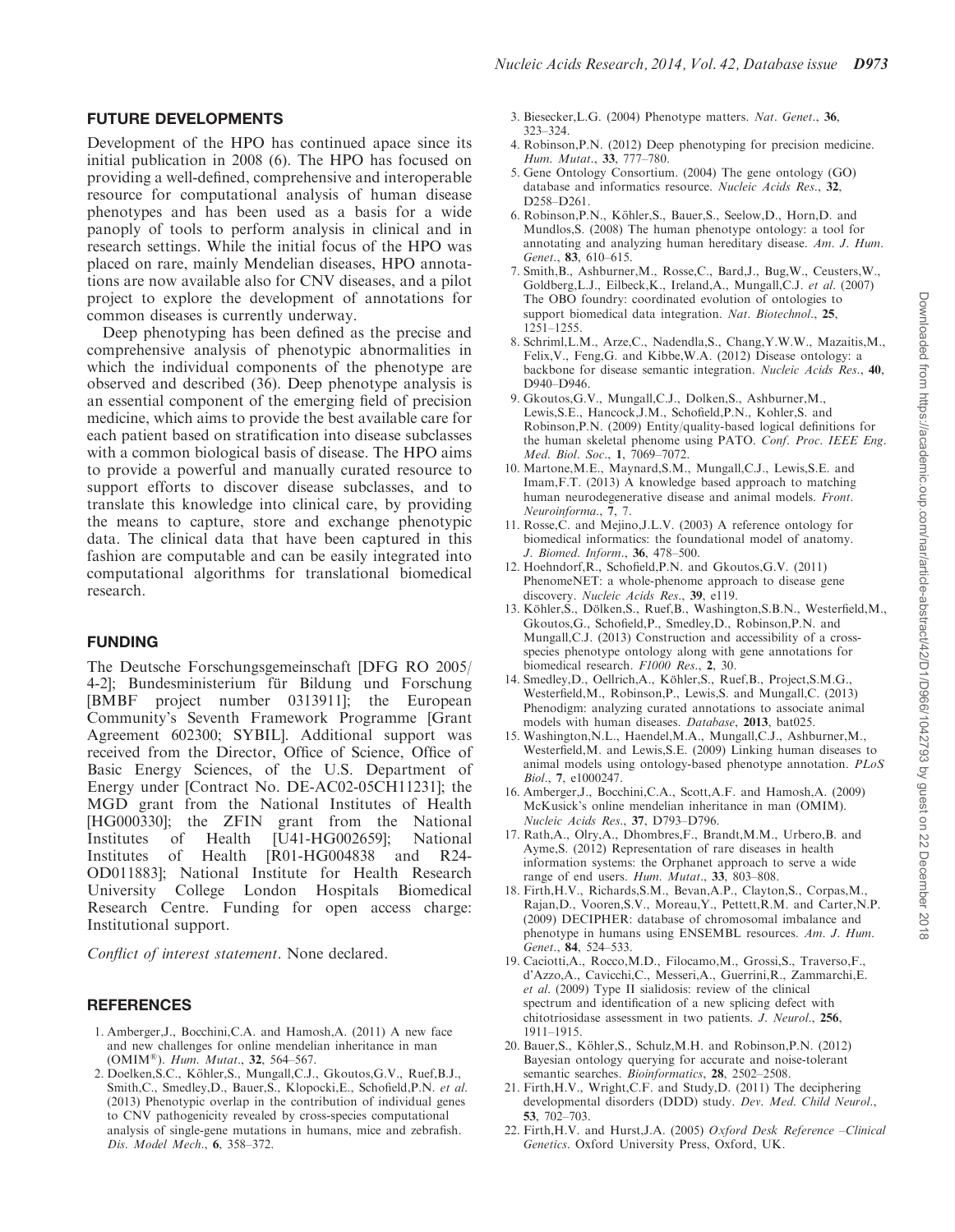## FUTURE DEVELOPMENTS

Development of the HPO has continued apace since its initial publication in 2008 (6). The HPO has focused on providing a well-defined, comprehensive and interoperable resource for computational analysis of human disease phenotypes and has been used as a basis for a wide panoply of tools to perform analysis in clinical and in research settings. While the initial focus of the HPO was placed on rare, mainly Mendelian diseases, HPO annotations are now available also for CNV diseases, and a pilot project to explore the development of annotations for common diseases is currently underway.

Deep phenotyping has been defined as the precise and comprehensive analysis of phenotypic abnormalities in which the individual components of the phenotype are observed and described (36). Deep phenotype analysis is an essential component of the emerging field of precision medicine, which aims to provide the best available care for each patient based on stratification into disease subclasses with a common biological basis of disease. The HPO aims to provide a powerful and manually curated resource to support efforts to discover disease subclasses, and to translate this knowledge into clinical care, by providing the means to capture, store and exchange phenotypic data. The clinical data that have been captured in this fashion are computable and can be easily integrated into computational algorithms for translational biomedical research.

## FUNDING

The Deutsche Forschungsgemeinschaft [DFG RO 2005/4-2]; Bundesministerium für Bildung und Forschung [BMBF project number 0313911]; the European Community's Seventh Framework Programme [Grant Agreement 602300; SYBIL]. Additional support was received from the Director, Office of Science, Office of Basic Energy Sciences, of the U.S. Department of Energy under [Contract No. DE-AC02-05CH11231]; the MGD grant from the National Institutes of Health [HG000330]; the ZFIN grant from the National Institutes of Health [U41-HG002659]; National Institutes of Health [R01-HG004838 and R24-OD011883]; National Institute for Health Research University College London Hospitals Biomedical Research Centre. Funding for open access charge: Institutional support.

*Conflict of interest statement*. None declared.

## REFERENCES

1. Amberger,J., Bocchini,C.A. and Hamosh,A. (2011) A new face and new challenges for online mendelian inheritance in man (OMIM®). *Hum. Mutat.*, **32**, 564–567.
2. Doelken,S.C., Köhler,S., Mungall,C.J., Gkoutos,G.V., Ruef,B.J., Smith,C., Smedley,D., Bauer,S., Klopocki,E., Schofield,P.N. *et al.* (2013) Phenotypic overlap in the contribution of individual genes to CNV pathogenicity revealed by cross-species computational analysis of single-gene mutations in humans, mice and zebrafish. *Dis. Model Mech.*, **6**, 358–372.
3. Biesecker,L.G. (2004) Phenotype matters. *Nat. Genet.*, **36**, 323–324.
4. Robinson,P.N. (2012) Deep phenotyping for precision medicine. *Hum. Mutat.*, **33**, 777–780.
5. Gene Ontology Consortium. (2004) The gene ontology (GO) database and informatics resource. *Nucleic Acids Res.*, **32**, D258–D261.
6. Robinson,P.N., Köhler,S., Bauer,S., Seelow,D., Horn,D. and Mundlos,S. (2008) The human phenotype ontology: a tool for annotating and analyzing human hereditary disease. *Am. J. Hum. Genet.*, **83**, 610–615.
7. Smith,B., Ashburner,M., Rosse,C., Bard,J., Bug,W., Ceusters,W., Goldberg,L.J., Eilbeck,K., Ireland,A., Mungall,C.J. *et al.* (2007) The OBO foundry: coordinated evolution of ontologies to support biomedical data integration. *Nat. Biotechnol.*, **25**, 1251–1255.
8. Schriml,L.M., Arze,C., Nadendla,S., Chang,Y.W.W., Mazaitis,M., Felix,V., Feng,G. and Kibbe,W.A. (2012) Disease ontology: a backbone for disease semantic integration. *Nucleic Acids Res.*, **40**, D940–D946.
9. Gkoutos,G.V., Mungall,C.J., Dolken,S., Ashburner,M., Lewis,S.E., Hancock,J.M., Schofield,P.N., Kohler,S. and Robinson,P.N. (2009) Entity/quality-based logical definitions for the human skeletal phenome using PATO. *Conf. Proc. IEEE Eng. Med. Biol. Soc.*, **1**, 7069–7072.
10. Martone,M.E., Maynard,S.M., Mungall,C.J., Lewis,S.E. and Imam,F.T. (2013) A knowledge based approach to matching human neurodegenerative disease and animal models. *Front. Neuroinforma.*, **7**, 7.
11. Rosse,C. and Mejino,J.L.V. (2003) A reference ontology for biomedical informatics: the foundational model of anatomy. *J. Biomed. Inform.*, **36**, 478–500.
12. Hoehndorf,R., Schofield,P.N. and Gkoutos,G.V. (2011) PhenomeNET: a whole-phenome approach to disease gene discovery. *Nucleic Acids Res.*, **39**, e119.
13. Köhler,S., Dölken,S., Ruef,B., Washington,S.B.N., Westerfield,M., Gkoutos,G., Schofield,P., Smedley,D., Robinson,P.N. and Mungall,C.J. (2013) Construction and accessibility of a cross-species phenotype ontology along with gene annotations for biomedical research. *F1000 Res.*, **2**, 30.
14. Smedley,D., Oellrich,A., Köhler,S., Ruef,B., Project,S.M.G., Westerfield,M., Robinson,P., Lewis,S. and Mungall,C. (2013) Phenodigm: analyzing curated annotations to associate animal models with human diseases. *Database*, **2013**, bat025.
15. Washington,N.L., Haendel,M.A., Mungall,C.J., Ashburner,M., Westerfield,M. and Lewis,S.E. (2009) Linking human diseases to animal models using ontology-based phenotype annotation. *PLoS Biol.*, **7**, e1000247.
16. Amberger,J., Bocchini,C.A., Scott,A.F. and Hamosh,A. (2009) McKusick's online mendelian inheritance in man (OMIM). *Nucleic Acids Res.*, **37**, D793–D796.
17. Rath,A., Olry,A., Dhombres,F., Brandt,M.M., Urbero,B. and Ayme,S. (2012) Representation of rare diseases in health information systems: the Orphanet approach to serve a wide range of end users. *Hum. Mutat.*, **33**, 803–808.
18. Firth,H.V., Richards,S.M., Bevan,A.P., Clayton,S., Corpas,M., Rajan,D., Vooren,S.V., Moreau,Y., Pettett,R.M. and Carter,N.P. (2009) DECIPHER: database of chromosomal imbalance and phenotype in humans using ENSEMBL resources. *Am. J. Hum. Genet.*, **84**, 524–533.
19. Caciotti,A., Rocco,M.D., Filocamo,M., Grossi,S., Traverso,F., d'Azzo,A., Cavicchi,C., Messeri,A., Guerrini,R., Zammarchi,E. *et al.* (2009) Type II sialidosis: review of the clinical spectrum and identification of a new splicing defect with chitotriosidase assessment in two patients. *J. Neurol.*, **256**, 1911–1915.
20. Bauer,S., Köhler,S., Schulz,M.H. and Robinson,P.N. (2012) Bayesian ontology querying for accurate and noise-tolerant semantic searches. *Bioinformatics*, **28**, 2502–2508.
21. Firth,H.V., Wright,C.F. and Study,D. (2011) The deciphering developmental disorders (DDD) study. *Dev. Med. Child Neurol.*, **53**, 702–703.
22. Firth,H.V. and Hurst,J.A. (2005) *Oxford Desk Reference –Clinical Genetics*. Oxford University Press, Oxford, UK.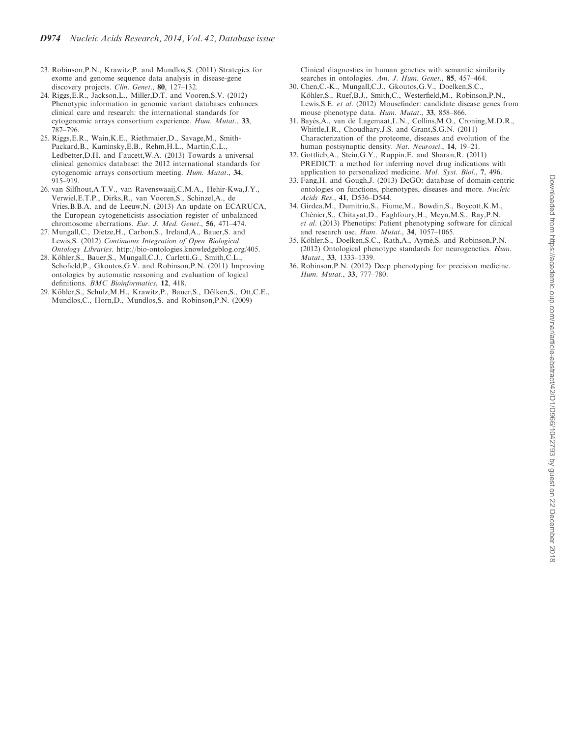23. Robinson,P.N., Krawitz,P. and Mundlos,S. (2011) Strategies for exome and genome sequence data analysis in disease-gene discovery projects. *Clin. Genet.*, **80**, 127–132.
24. Riggs,E.R., Jackson,L., Miller,D.T. and Vooren,S.V. (2012) Phenotypic information in genomic variant databases enhances clinical care and research: the international standards for cytogenomic arrays consortium experience. *Hum. Mutat.*, **33**, 787–796.
25. Riggs,E.R., Wain,K.E., Riethmaier,D., Savage,M., Smith-Packard,B., Kaminsky,E.B., Rehm,H.L., Martin,C.L., Ledbetter,D.H. and Faucett,W.A. (2013) Towards a universal clinical genomics database: the 2012 international standards for cytogenomic arrays consortium meeting. *Hum. Mutat.*, **34**, 915–919.
26. van Silfhout,A.T.V., van Ravenswaaij,C.M.A., Hehir-Kwa,J.Y., Verwiel,E.T.P., Dirks,R., van Vooren,S., Schinzel,A., de Vries,B.B.A. and de Leeuw,N. (2013) An update on ECARUCA, the European cytogeneticists association register of unbalanced chromosome aberrations. *Eur. J. Med. Genet.*, **56**, 471–474.
27. Mungall,C., Dietze,H., Carbon,S., Ireland,A., Bauer,S. and Lewis,S. (2012) *Continuous Integration of Open Biological Ontology Libraries*. http://bio-ontologies.knowledgeblog.org/405.
28. Köhler,S., Bauer,S., Mungall,C.J., Carletti,G., Smith,C.L., Schofield,P., Gkoutos,G.V. and Robinson,P.N. (2011) Improving ontologies by automatic reasoning and evaluation of logical definitions. *BMC Bioinformatics*, **12**, 418.
29. Köhler,S., Schulz,M.H., Krawitz,P., Bauer,S., Dölken,S., Ott,C.E., Mundlos,C., Horn,D., Mundlos,S. and Robinson,P.N. (2009) Clinical diagnostics in human genetics with semantic similarity searches in ontologies. *Am. J. Hum. Genet.*, **85**, 457–464.
30. Chen,C.-K., Mungall,C.J., Gkoutos,G.V., Doelken,S.C., Köhler,S., Ruef,B.J., Smith,C., Westerfield,M., Robinson,P.N., Lewis,S.E. *et al*. (2012) Mousefinder: candidate disease genes from mouse phenotype data. *Hum. Mutat.*, **33**, 858–866.
31. Bayés,A., van de Lagemaat,L.N., Collins,M.O., Croning,M.D.R., Whittle,I.R., Choudhary,J.S. and Grant,S.G.N. (2011) Characterization of the proteome, diseases and evolution of the human postsynaptic density. *Nat. Neurosci.*, **14**, 19–21.
32. Gottlieb,A., Stein,G.Y., Ruppin,E. and Sharan,R. (2011) PREDICT: a method for inferring novel drug indications with application to personalized medicine. *Mol. Syst. Biol.*, **7**, 496.
33. Fang,H. and Gough,J. (2013) DcGO: database of domain-centric ontologies on functions, phenotypes, diseases and more. *Nucleic Acids Res.*, **41**, D536–D544.
34. Girdea,M., Dumitriu,S., Fiume,M., Bowdin,S., Boycott,K.M., Chénier,S., Chitayat,D., Faghfoury,H., Meyn,M.S., Ray,P.N. *et al*. (2013) Phenotips: Patient phenotyping software for clinical and research use. *Hum. Mutat.*, **34**, 1057–1065.
35. Köhler,S., Doelken,S.C., Rath,A., Aymé,S. and Robinson,P.N. (2012) Ontological phenotype standards for neurogenetics. *Hum. Mutat.*, **33**, 1333–1339.
36. Robinson,P.N. (2012) Deep phenotyping for precision medicine. *Hum. Mutat.*, **33**, 777–780.